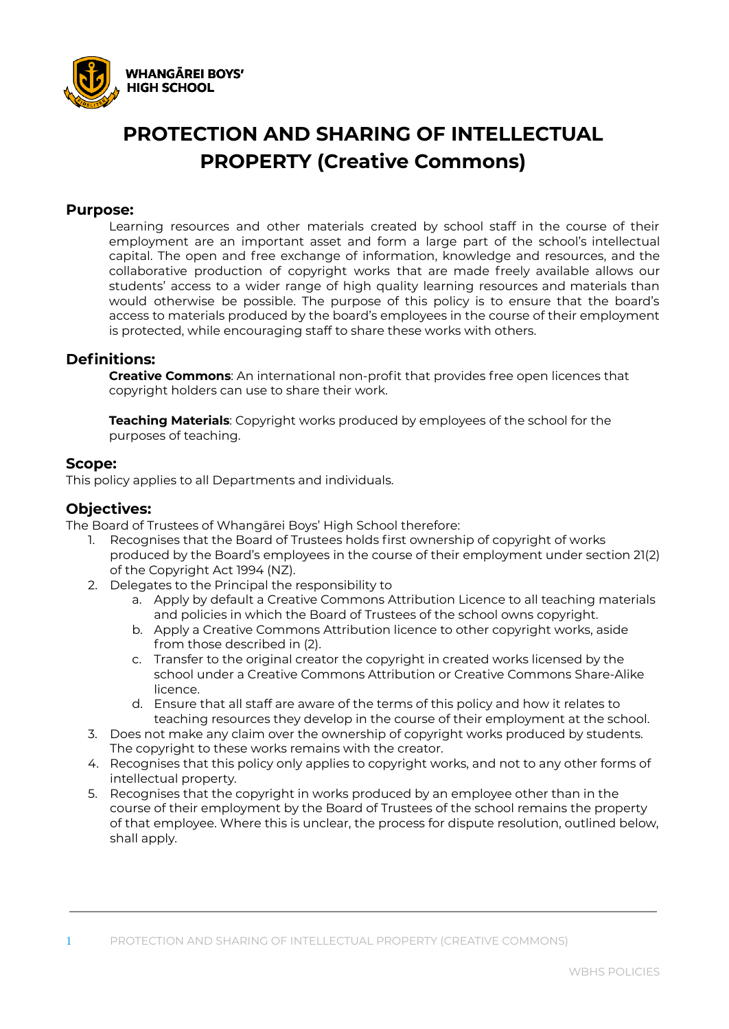**WHANGĀREI BOYS' HIGH SCHOOL**

# PROTECTION AND SHARING OF INTELLECTUAL PROPERTY (Creative Commons)

## Purpose:

Learning resources and other materials created by school staff in the course of their employment are an important asset and form a large part of the school's intellectual capital. The open and free exchange of information, knowledge and resources, and the collaborative production of copyright works that are made freely available allows our students' access to a wider range of high quality learning resources and materials than would otherwise be possible. The purpose of this policy is to ensure that the board's access to materials produced by the board's employees in the course of their employment is protected, while encouraging staff to share these works with others.

## Definitions:

**Creative Commons**: An international non-profit that provides free open licences that copyright holders can use to share their work.

**Teaching Materials**: Copyright works produced by employees of the school for the purposes of teaching.

## Scope:

This policy applies to all Departments and individuals.

## Objectives:

The Board of Trustees of Whangārei Boys' High School therefore:

1. Recognises that the Board of Trustees holds first ownership of copyright of works produced by the Board's employees in the course of their employment under section 21(2) of the Copyright Act 1994 (NZ).
2. Delegates to the Principal the responsibility to
   a. Apply by default a Creative Commons Attribution Licence to all teaching materials and policies in which the Board of Trustees of the school owns copyright.
   b. Apply a Creative Commons Attribution licence to other copyright works, aside from those described in (2).
   c. Transfer to the original creator the copyright in created works licensed by the school under a Creative Commons Attribution or Creative Commons Share-Alike licence.
   d. Ensure that all staff are aware of the terms of this policy and how it relates to teaching resources they develop in the course of their employment at the school.
3. Does not make any claim over the ownership of copyright works produced by students. The copyright to these works remains with the creator.
4. Recognises that this policy only applies to copyright works, and not to any other forms of intellectual property.
5. Recognises that the copyright in works produced by an employee other than in the course of their employment by the Board of Trustees of the school remains the property of that employee. Where this is unclear, the process for dispute resolution, outlined below, shall apply.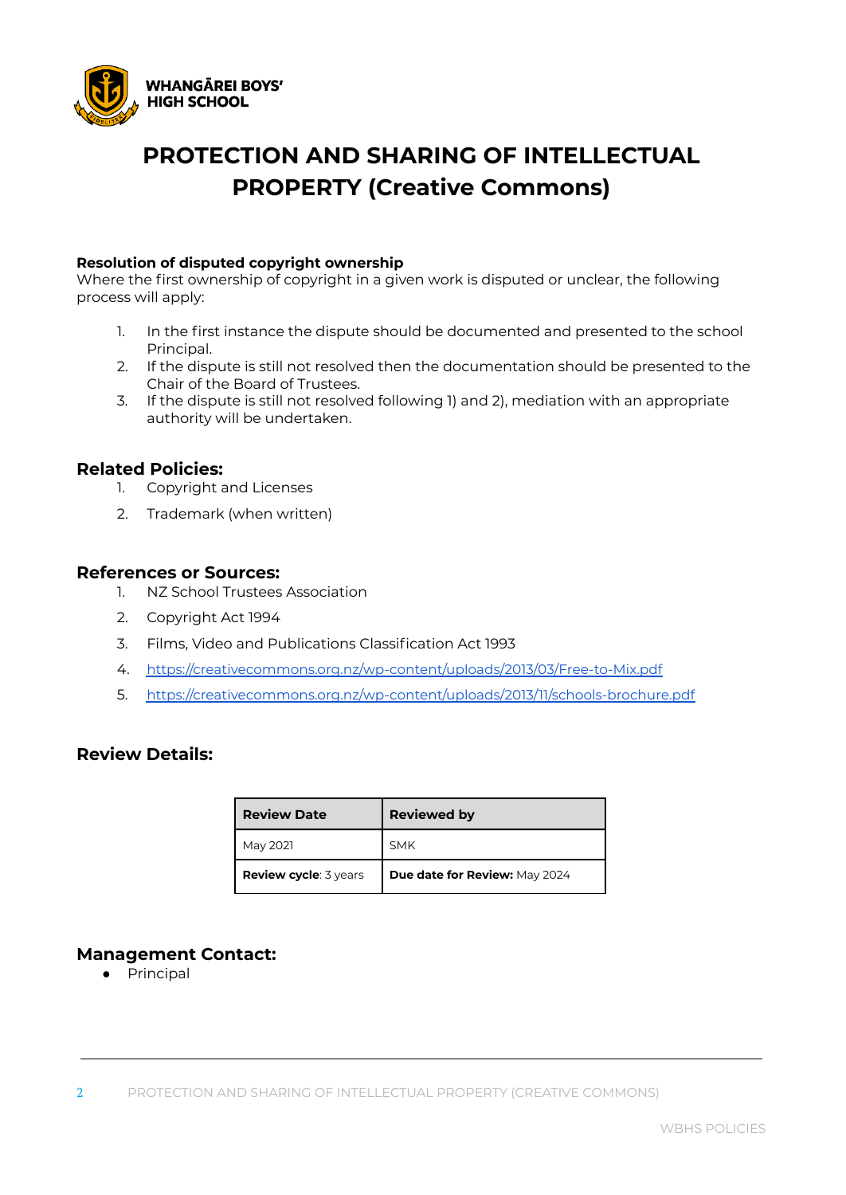WHANGĀREI BOYS' HIGH SCHOOL

# PROTECTION AND SHARING OF INTELLECTUAL PROPERTY (Creative Commons)

**Resolution of disputed copyright ownership**
Where the first ownership of copyright in a given work is disputed or unclear, the following process will apply:

1. In the first instance the dispute should be documented and presented to the school Principal.
2. If the dispute is still not resolved then the documentation should be presented to the Chair of the Board of Trustees.
3. If the dispute is still not resolved following 1) and 2), mediation with an appropriate authority will be undertaken.

## Related Policies:

1. Copyright and Licenses
2. Trademark (when written)

## References or Sources:

1. NZ School Trustees Association
2. Copyright Act 1994
3. Films, Video and Publications Classification Act 1993
4. https://creativecommons.org.nz/wp-content/uploads/2013/03/Free-to-Mix.pdf
5. https://creativecommons.org.nz/wp-content/uploads/2013/11/schools-brochure.pdf

## Review Details:

| Review Date | Reviewed by |
|---|---|
| May 2021 | SMK |
| **Review cycle**: 3 years | **Due date for Review:** May 2024 |

## Management Contact:

- Principal